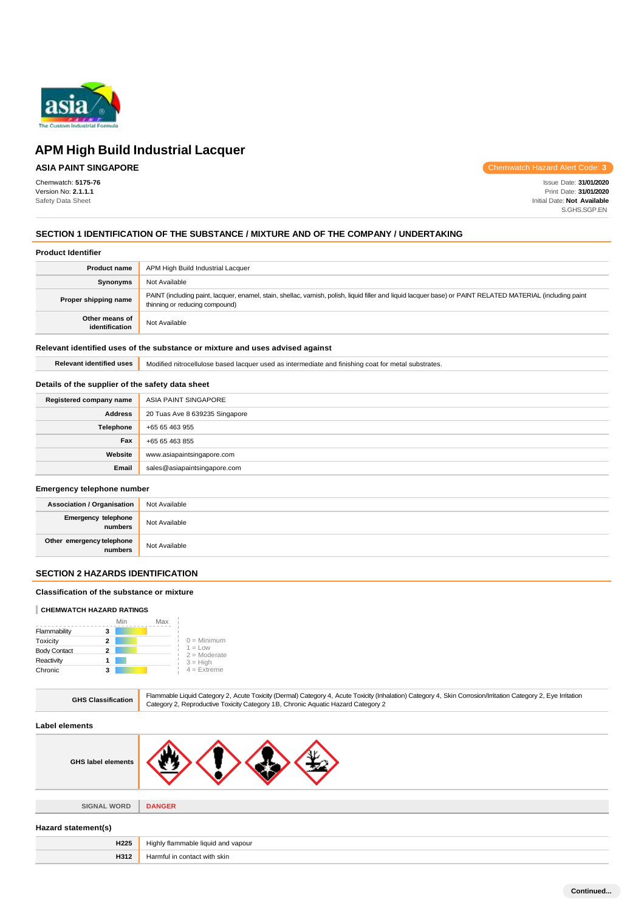# APM High Build Industrial Lacquer

**ASIA PAINT SINGAPORE**

Chemwatch Hazard Alert Code: **3**

Chemwatch: **5175-76**
Version No: **2.1.1.1**
Safety Data Sheet

Issue Date: **31/01/2020**
Print Date: **31/01/2020**
Initial Date: **Not Available**
S.GHS.SGP.EN

## SECTION 1 IDENTIFICATION OF THE SUBSTANCE / MIXTURE AND OF THE COMPANY / UNDERTAKING

### Product Identifier

| | |
|---|---|
| **Product name** | APM High Build Industrial Lacquer |
| **Synonyms** | Not Available |
| **Proper shipping name** | PAINT (including paint, lacquer, enamel, stain, shellac, varnish, polish, liquid filler and liquid lacquer base) or PAINT RELATED MATERIAL (including paint thinning or reducing compound) |
| **Other means of identification** | Not Available |

### Relevant identified uses of the substance or mixture and uses advised against

| | |
|---|---|
| **Relevant identified uses** | Modified nitrocellulose based lacquer used as intermediate and finishing coat for metal substrates. |

### Details of the supplier of the safety data sheet

| | |
|---|---|
| **Registered company name** | ASIA PAINT SINGAPORE |
| **Address** | 20 Tuas Ave 8 639235 Singapore |
| **Telephone** | +65 65 463 955 |
| **Fax** | +65 65 463 855 |
| **Website** | www.asiapaintsingapore.com |
| **Email** | sales@asiapaintsingapore.com |

### Emergency telephone number

| | |
|---|---|
| **Association / Organisation** | Not Available |
| **Emergency telephone numbers** | Not Available |
| **Other emergency telephone numbers** | Not Available |

## SECTION 2 HAZARDS IDENTIFICATION

### Classification of the substance or mixture

**CHEMWATCH HAZARD RATINGS**

| | Rating |
|---|---|
| Flammability | 3 |
| Toxicity | 2 |
| Body Contact | 2 |
| Reactivity | 1 |
| Chronic | 3 |

0 = Minimum
1 = Low
2 = Moderate
3 = High
4 = Extreme

| | |
|---|---|
| **GHS Classification** | Flammable Liquid Category 2, Acute Toxicity (Dermal) Category 4, Acute Toxicity (Inhalation) Category 4, Skin Corrosion/Irritation Category 2, Eye Irritation Category 2, Reproductive Toxicity Category 1B, Chronic Aquatic Hazard Category 2 |

### Label elements

| | |
|---|---|
| **GHS label elements** | |
| **SIGNAL WORD** | **DANGER** |

### Hazard statement(s)

| | |
|---|---|
| **H225** | Highly flammable liquid and vapour |
| **H312** | Harmful in contact with skin |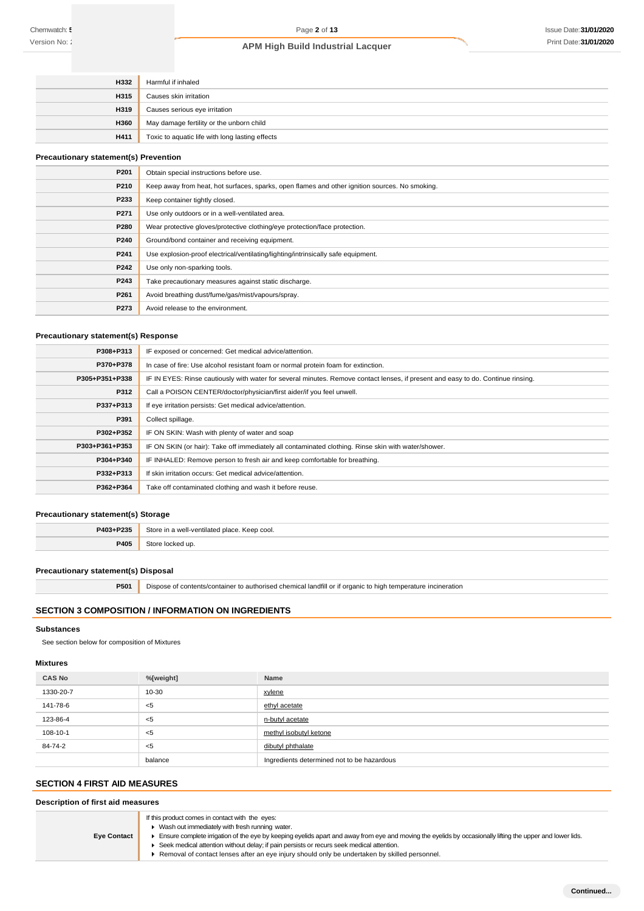| | |
|---|---|
| **H332** | Harmful if inhaled |
| **H315** | Causes skin irritation |
| **H319** | Causes serious eye irritation |
| **H360** | May damage fertility or the unborn child |
| **H411** | Toxic to aquatic life with long lasting effects |

### Precautionary statement(s) Prevention

| | |
|---|---|
| **P201** | Obtain special instructions before use. |
| **P210** | Keep away from heat, hot surfaces, sparks, open flames and other ignition sources. No smoking. |
| **P233** | Keep container tightly closed. |
| **P271** | Use only outdoors or in a well-ventilated area. |
| **P280** | Wear protective gloves/protective clothing/eye protection/face protection. |
| **P240** | Ground/bond container and receiving equipment. |
| **P241** | Use explosion-proof electrical/ventilating/lighting/intrinsically safe equipment. |
| **P242** | Use only non-sparking tools. |
| **P243** | Take precautionary measures against static discharge. |
| **P261** | Avoid breathing dust/fume/gas/mist/vapours/spray. |
| **P273** | Avoid release to the environment. |

### Precautionary statement(s) Response

| | |
|---|---|
| **P308+P313** | IF exposed or concerned: Get medical advice/attention. |
| **P370+P378** | In case of fire: Use alcohol resistant foam or normal protein foam for extinction. |
| **P305+P351+P338** | IF IN EYES: Rinse cautiously with water for several minutes. Remove contact lenses, if present and easy to do. Continue rinsing. |
| **P312** | Call a POISON CENTER/doctor/physician/first aider/if you feel unwell. |
| **P337+P313** | If eye irritation persists: Get medical advice/attention. |
| **P391** | Collect spillage. |
| **P302+P352** | IF ON SKIN: Wash with plenty of water and soap |
| **P303+P361+P353** | IF ON SKIN (or hair): Take off immediately all contaminated clothing. Rinse skin with water/shower. |
| **P304+P340** | IF INHALED: Remove person to fresh air and keep comfortable for breathing. |
| **P332+P313** | If skin irritation occurs: Get medical advice/attention. |
| **P362+P364** | Take off contaminated clothing and wash it before reuse. |

### Precautionary statement(s) Storage

| | |
|---|---|
| **P403+P235** | Store in a well-ventilated place. Keep cool. |
| **P405** | Store locked up. |

### Precautionary statement(s) Disposal

| | |
|---|---|
| **P501** | Dispose of contents/container to authorised chemical landfill or if organic to high temperature incineration |

## SECTION 3 COMPOSITION / INFORMATION ON INGREDIENTS

### Substances

See section below for composition of Mixtures

### Mixtures

| CAS No | %[weight] | Name |
|---|---|---|
| 1330-20-7 | 10-30 | xylene |
| 141-78-6 | <5 | ethyl acetate |
| 123-86-4 | <5 | n-butyl acetate |
| 108-10-1 | <5 | methyl isobutyl ketone |
| 84-74-2 | <5 | dibutyl phthalate |
| | balance | Ingredients determined not to be hazardous |

## SECTION 4 FIRST AID MEASURES

### Description of first aid measures

| | |
|---|---|
| **Eye Contact** | If this product comes in contact with the eyes:<br>▸ Wash out immediately with fresh running water.<br>▸ Ensure complete irrigation of the eye by keeping eyelids apart and away from eye and moving the eyelids by occasionally lifting the upper and lower lids.<br>▸ Seek medical attention without delay; if pain persists or recurs seek medical attention.<br>▸ Removal of contact lenses after an eye injury should only be undertaken by skilled personnel. |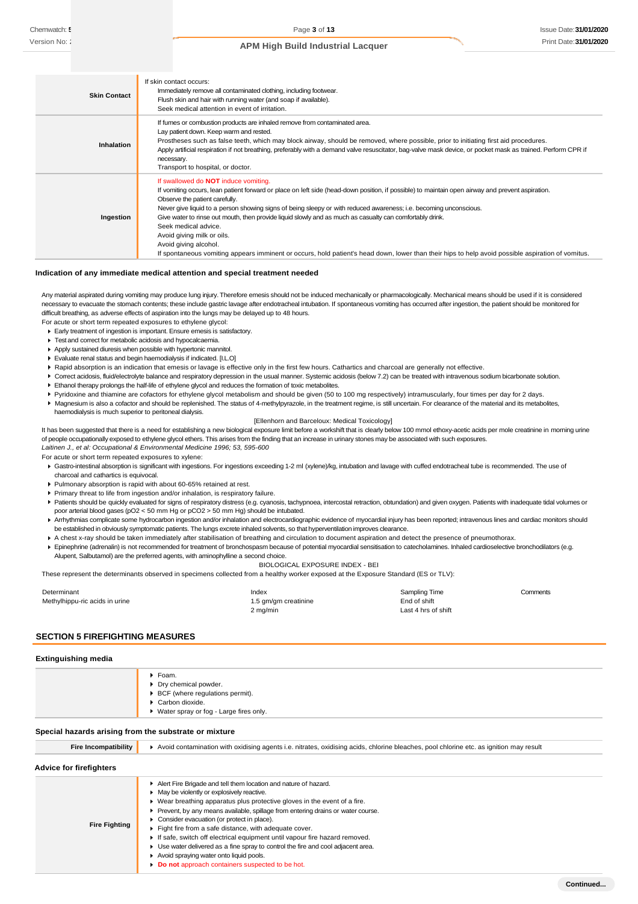| | |
|---|---|
| **Skin Contact** | If skin contact occurs:<br>Immediately remove all contaminated clothing, including footwear.<br>Flush skin and hair with running water (and soap if available).<br>Seek medical attention in event of irritation. |
| **Inhalation** | If fumes or combustion products are inhaled remove from contaminated area.<br>Lay patient down. Keep warm and rested.<br>Prostheses such as false teeth, which may block airway, should be removed, where possible, prior to initiating first aid procedures.<br>Apply artificial respiration if not breathing, preferably with a demand valve resuscitator, bag-valve mask device, or pocket mask as trained. Perform CPR if necessary.<br>Transport to hospital, or doctor. |
| **Ingestion** | If swallowed do **NOT** induce vomiting.<br>If vomiting occurs, lean patient forward or place on left side (head-down position, if possible) to maintain open airway and prevent aspiration.<br>Observe the patient carefully.<br>Never give liquid to a person showing signs of being sleepy or with reduced awareness; i.e. becoming unconscious.<br>Give water to rinse out mouth, then provide liquid slowly and as much as casualty can comfortably drink.<br>Seek medical advice.<br>Avoid giving milk or oils.<br>Avoid giving alcohol.<br>If spontaneous vomiting appears imminent or occurs, hold patient's head down, lower than their hips to help avoid possible aspiration of vomitus. |

### Indication of any immediate medical attention and special treatment needed

Any material aspirated during vomiting may produce lung injury. Therefore emesis should not be induced mechanically or pharmacologically. Mechanical means should be used if it is considered necessary to evacuate the stomach contents; these include gastric lavage after endotracheal intubation. If spontaneous vomiting has occurred after ingestion, the patient should be monitored for difficult breathing, as adverse effects of aspiration into the lungs may be delayed up to 48 hours.

For acute or short term repeated exposures to ethylene glycol:

- Early treatment of ingestion is important. Ensure emesis is satisfactory.
- Test and correct for metabolic acidosis and hypocalcaemia.
- Apply sustained diuresis when possible with hypertonic mannitol.
- Evaluate renal status and begin haemodialysis if indicated. [I.L.O]
- Rapid absorption is an indication that emesis or lavage is effective only in the first few hours. Cathartics and charcoal are generally not effective.
- Correct acidosis, fluid/electrolyte balance and respiratory depression in the usual manner. Systemic acidosis (below 7.2) can be treated with intravenous sodium bicarbonate solution.
- Ethanol therapy prolongs the half-life of ethylene glycol and reduces the formation of toxic metabolites.
- Pyridoxine and thiamine are cofactors for ethylene glycol metabolism and should be given (50 to 100 mg respectively) intramuscularly, four times per day for 2 days.
- Magnesium is also a cofactor and should be replenished. The status of 4-methylpyrazole, in the treatment regime, is still uncertain. For clearance of the material and its metabolites, haemodialysis is much superior to peritoneal dialysis.

[Ellenhorn and Barceloux: Medical Toxicology]

It has been suggested that there is a need for establishing a new biological exposure limit before a workshift that is clearly below 100 mmol ethoxy-acetic acids per mole creatinine in morning urine of people occupationally exposed to ethylene glycol ethers. This arises from the finding that an increase in urinary stones may be associated with such exposures.

*Laitinen J., et al: Occupational & Environmental Medicine 1996; 53, 595-600*

For acute or short term repeated exposures to xylene:

- Gastro-intestinal absorption is significant with ingestions. For ingestions exceeding 1-2 ml (xylene)/kg, intubation and lavage with cuffed endotracheal tube is recommended. The use of charcoal and cathartics is equivocal.
- Pulmonary absorption is rapid with about 60-65% retained at rest.
- Primary threat to life from ingestion and/or inhalation, is respiratory failure.
- Patients should be quickly evaluated for signs of respiratory distress (e.g. cyanosis, tachypnoea, intercostal retraction, obtundation) and given oxygen. Patients with inadequate tidal volumes or poor arterial blood gases (pO2 < 50 mm Hg or pCO2 > 50 mm Hg) should be intubated.
- Arrhythmias complicate some hydrocarbon ingestion and/or inhalation and electrocardiographic evidence of myocardial injury has been reported; intravenous lines and cardiac monitors should be established in obviously symptomatic patients. The lungs excrete inhaled solvents, so that hyperventilation improves clearance.
- A chest x-ray should be taken immediately after stabilisation of breathing and circulation to document aspiration and detect the presence of pneumothorax.
- Epinephrine (adrenalin) is not recommended for treatment of bronchospasm because of potential myocardial sensitisation to catecholamines. Inhaled cardioselective bronchodilators (e.g. Alupent, Salbutamol) are the preferred agents, with aminophylline a second choice.

BIOLOGICAL EXPOSURE INDEX - BEI

These represent the determinants observed in specimens collected from a healthy worker exposed at the Exposure Standard (ES or TLV):

| Determinant | Index | Sampling Time | Comments |
|---|---|---|---|
| Methylhippu-ric acids in urine | 1.5 gm/gm creatinine | End of shift | |
| | 2 mg/min | Last 4 hrs of shift | |

## SECTION 5 FIREFIGHTING MEASURES

### Extinguishing media

- Foam.
- Dry chemical powder.
- BCF (where regulations permit).
- Carbon dioxide.
- Water spray or fog - Large fires only.

### Special hazards arising from the substrate or mixture

| | |
|---|---|
| **Fire Incompatibility** | Avoid contamination with oxidising agents i.e. nitrates, oxidising acids, chlorine bleaches, pool chlorine etc. as ignition may result |

### Advice for firefighters

| | |
|---|---|
| **Fire Fighting** | - Alert Fire Brigade and tell them location and nature of hazard.<br>- May be violently or explosively reactive.<br>- Wear breathing apparatus plus protective gloves in the event of a fire.<br>- Prevent, by any means available, spillage from entering drains or water course.<br>- Consider evacuation (or protect in place).<br>- Fight fire from a safe distance, with adequate cover.<br>- If safe, switch off electrical equipment until vapour fire hazard removed.<br>- Use water delivered as a fine spray to control the fire and cool adjacent area.<br>- Avoid spraying water onto liquid pools.<br>- **Do not** approach containers suspected to be hot. |

**Continued...**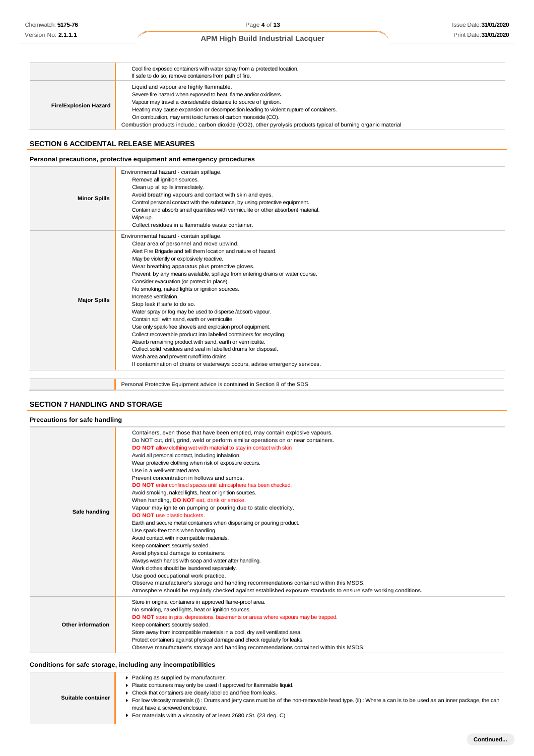| | |
|---|---|
| | Cool fire exposed containers with water spray from a protected location.<br>If safe to do so, remove containers from path of fire. |
| **Fire/Explosion Hazard** | Liquid and vapour are highly flammable.<br>Severe fire hazard when exposed to heat, flame and/or oxidisers.<br>Vapour may travel a considerable distance to source of ignition.<br>Heating may cause expansion or decomposition leading to violent rupture of containers.<br>On combustion, may emit toxic fumes of carbon monoxide (CO).<br>Combustion products include,: carbon dioxide ($CO_2$), other pyrolysis products typical of burning organic material |

## SECTION 6 ACCIDENTAL RELEASE MEASURES

### Personal precautions, protective equipment and emergency procedures

| | |
|---|---|
| **Minor Spills** | Environmental hazard - contain spillage.<br>Remove all ignition sources.<br>Clean up all spills immediately.<br>Avoid breathing vapours and contact with skin and eyes.<br>Control personal contact with the substance, by using protective equipment.<br>Contain and absorb small quantities with vermiculite or other absorbent material.<br>Wipe up.<br>Collect residues in a flammable waste container. |
| **Major Spills** | Environmental hazard - contain spillage.<br>Clear area of personnel and move upwind.<br>Alert Fire Brigade and tell them location and nature of hazard.<br>May be violently or explosively reactive.<br>Wear breathing apparatus plus protective gloves.<br>Prevent, by any means available, spillage from entering drains or water course.<br>Consider evacuation (or protect in place).<br>No smoking, naked lights or ignition sources.<br>Increase ventilation.<br>Stop leak if safe to do so.<br>Water spray or fog may be used to disperse /absorb vapour.<br>Contain spill with sand, earth or vermiculite.<br>Use only spark-free shovels and explosion proof equipment.<br>Collect recoverable product into labelled containers for recycling.<br>Absorb remaining product with sand, earth or vermiculite.<br>Collect solid residues and seal in labelled drums for disposal.<br>Wash area and prevent runoff into drains.<br>If contamination of drains or waterways occurs, advise emergency services. |

| | |
|---|---|
| | Personal Protective Equipment advice is contained in Section 8 of the SDS. |

## SECTION 7 HANDLING AND STORAGE

### Precautions for safe handling

| | |
|---|---|
| **Safe handling** | Containers, even those that have been emptied, may contain explosive vapours.<br>Do NOT cut, drill, grind, weld or perform similar operations on or near containers.<br>**DO NOT** allow clothing wet with material to stay in contact with skin<br>Avoid all personal contact, including inhalation.<br>Wear protective clothing when risk of exposure occurs.<br>Use in a well-ventilated area.<br>Prevent concentration in hollows and sumps.<br>**DO NOT** enter confined spaces until atmosphere has been checked.<br>Avoid smoking, naked lights, heat or ignition sources.<br>When handling, **DO NOT** eat, drink or smoke.<br>Vapour may ignite on pumping or pouring due to static electricity.<br>**DO NOT** use plastic buckets.<br>Earth and secure metal containers when dispensing or pouring product.<br>Use spark-free tools when handling.<br>Avoid contact with incompatible materials.<br>Keep containers securely sealed.<br>Avoid physical damage to containers.<br>Always wash hands with soap and water after handling.<br>Work clothes should be laundered separately.<br>Use good occupational work practice.<br>Observe manufacturer's storage and handling recommendations contained within this MSDS.<br>Atmosphere should be regularly checked against established exposure standards to ensure safe working conditions. |
| **Other information** | Store in original containers in approved flame-proof area.<br>No smoking, naked lights, heat or ignition sources.<br>**DO NOT** store in pits, depressions, basements or areas where vapours may be trapped.<br>Keep containers securely sealed.<br>Store away from incompatible materials in a cool, dry well ventilated area.<br>Protect containers against physical damage and check regularly for leaks.<br>Observe manufacturer's storage and handling recommendations contained within this MSDS. |

### Conditions for safe storage, including any incompatibilities

| | |
|---|---|
| **Suitable container** | ▸ Packing as supplied by manufacturer.<br>▸ Plastic containers may only be used if approved for flammable liquid.<br>▸ Check that containers are clearly labelled and free from leaks.<br>▸ For low viscosity materials (i) : Drums and jerry cans must be of the non-removable head type. (ii) : Where a can is to be used as an inner package, the can must have a screwed enclosure.<br>▸ For materials with a viscosity of at least 2680 cSt. (23 deg. C) |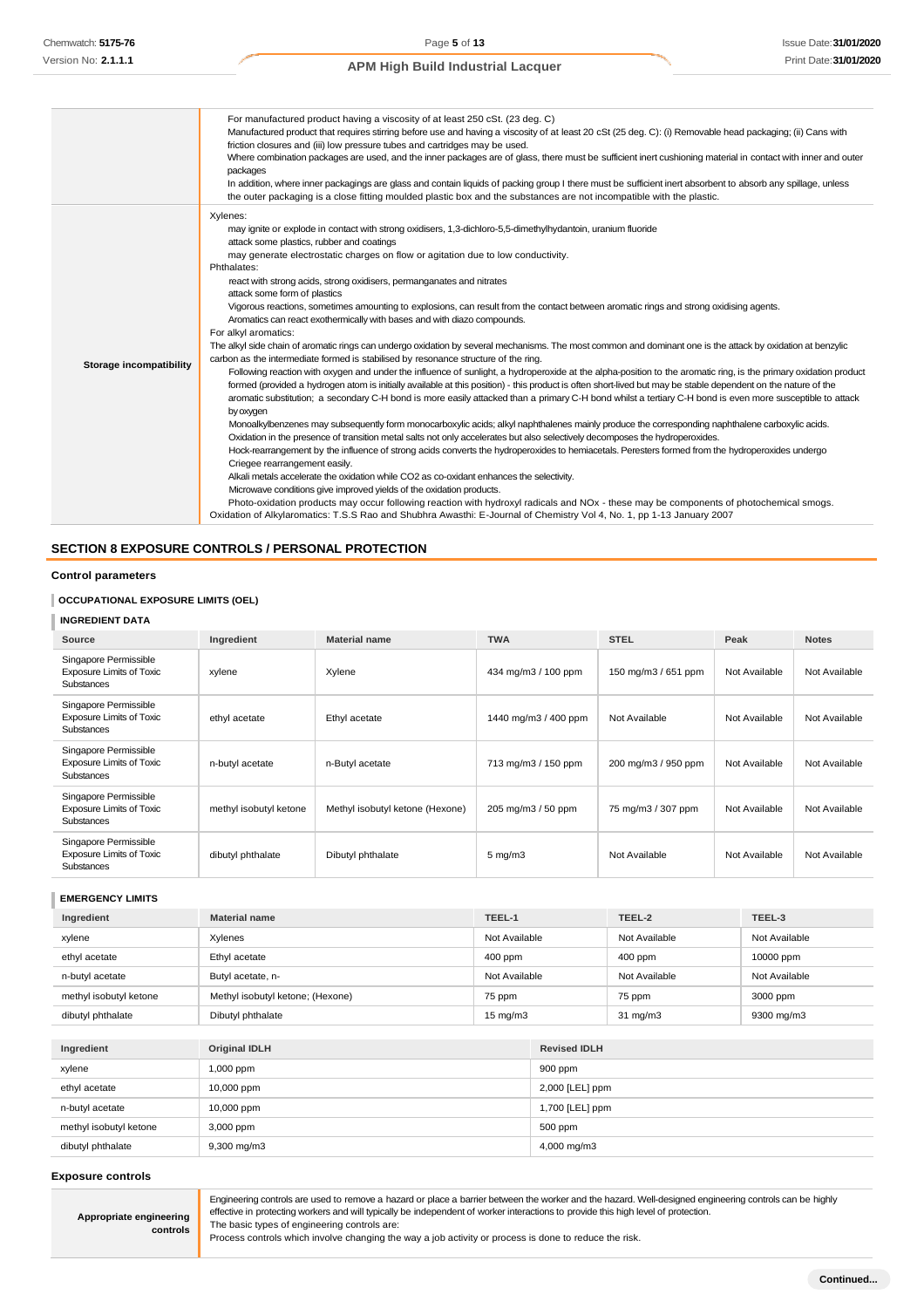| | |
|---|---|
| | For manufactured product having a viscosity of at least 250 cSt. (23 deg. C)<br>Manufactured product that requires stirring before use and having a viscosity of at least 20 cSt (25 deg. C): (i) Removable head packaging; (ii) Cans with friction closures and (iii) low pressure tubes and cartridges may be used.<br>Where combination packages are used, and the inner packages are of glass, there must be sufficient inert cushioning material in contact with inner and outer packages<br>In addition, where inner packagings are glass and contain liquids of packing group I there must be sufficient inert absorbent to absorb any spillage, unless the outer packaging is a close fitting moulded plastic box and the substances are not incompatible with the plastic. |
| **Storage incompatibility** | Xylenes:<br>may ignite or explode in contact with strong oxidisers, 1,3-dichloro-5,5-dimethylhydantoin, uranium fluoride<br>attack some plastics, rubber and coatings<br>may generate electrostatic charges on flow or agitation due to low conductivity.<br>Phthalates:<br>react with strong acids, strong oxidisers, permanganates and nitrates<br>attack some form of plastics<br>Vigorous reactions, sometimes amounting to explosions, can result from the contact between aromatic rings and strong oxidising agents.<br>Aromatics can react exothermically with bases and with diazo compounds.<br>For alkyl aromatics:<br>The alkyl side chain of aromatic rings can undergo oxidation by several mechanisms. The most common and dominant one is the attack by oxidation at benzylic carbon as the intermediate formed is stabilised by resonance structure of the ring.<br>Following reaction with oxygen and under the influence of sunlight, a hydroperoxide at the alpha-position to the aromatic ring, is the primary oxidation product formed (provided a hydrogen atom is initially available at this position) - this product is often short-lived but may be stable dependent on the nature of the aromatic substitution; a secondary C-H bond is more easily attacked than a primary C-H bond whilst a tertiary C-H bond is even more susceptible to attack by oxygen<br>Monoalkylbenzenes may subsequently form monocarboxylic acids; alkyl naphthalenes mainly produce the corresponding naphthalene carboxylic acids.<br>Oxidation in the presence of transition metal salts not only accelerates but also selectively decomposes the hydroperoxides.<br>Hock-rearrangement by the influence of strong acids converts the hydroperoxides to hemiacetals. Peresters formed from the hydroperoxides undergo Criegee rearrangement easily.<br>Alkali metals accelerate the oxidation while CO2 as co-oxidant enhances the selectivity.<br>Microwave conditions give improved yields of the oxidation products.<br>Photo-oxidation products may occur following reaction with hydroxyl radicals and NOx - these may be components of photochemical smogs.<br>Oxidation of Alkylaromatics: T.S.S Rao and Shubhra Awasthi: E-Journal of Chemistry Vol 4, No. 1, pp 1-13 January 2007 |

## SECTION 8 EXPOSURE CONTROLS / PERSONAL PROTECTION

### Control parameters

#### OCCUPATIONAL EXPOSURE LIMITS (OEL)

#### INGREDIENT DATA

| Source | Ingredient | Material name | TWA | STEL | Peak | Notes |
|---|---|---|---|---|---|---|
| Singapore Permissible Exposure Limits of Toxic Substances | xylene | Xylene | 434 mg/m3 / 100 ppm | 150 mg/m3 / 651 ppm | Not Available | Not Available |
| Singapore Permissible Exposure Limits of Toxic Substances | ethyl acetate | Ethyl acetate | 1440 mg/m3 / 400 ppm | Not Available | Not Available | Not Available |
| Singapore Permissible Exposure Limits of Toxic Substances | n-butyl acetate | n-Butyl acetate | 713 mg/m3 / 150 ppm | 200 mg/m3 / 950 ppm | Not Available | Not Available |
| Singapore Permissible Exposure Limits of Toxic Substances | methyl isobutyl ketone | Methyl isobutyl ketone (Hexone) | 205 mg/m3 / 50 ppm | 75 mg/m3 / 307 ppm | Not Available | Not Available |
| Singapore Permissible Exposure Limits of Toxic Substances | dibutyl phthalate | Dibutyl phthalate | 5 mg/m3 | Not Available | Not Available | Not Available |

#### EMERGENCY LIMITS

| Ingredient | Material name | TEEL-1 | TEEL-2 | TEEL-3 |
|---|---|---|---|---|
| xylene | Xylenes | Not Available | Not Available | Not Available |
| ethyl acetate | Ethyl acetate | 400 ppm | 400 ppm | 10000 ppm |
| n-butyl acetate | Butyl acetate, n- | Not Available | Not Available | Not Available |
| methyl isobutyl ketone | Methyl isobutyl ketone; (Hexone) | 75 ppm | 75 ppm | 3000 ppm |
| dibutyl phthalate | Dibutyl phthalate | 15 mg/m3 | 31 mg/m3 | 9300 mg/m3 |

| Ingredient | Original IDLH | Revised IDLH |
|---|---|---|
| xylene | 1,000 ppm | 900 ppm |
| ethyl acetate | 10,000 ppm | 2,000 [LEL] ppm |
| n-butyl acetate | 10,000 ppm | 1,700 [LEL] ppm |
| methyl isobutyl ketone | 3,000 ppm | 500 ppm |
| dibutyl phthalate | 9,300 mg/m3 | 4,000 mg/m3 |

### Exposure controls

| | |
|---|---|
| **Appropriate engineering controls** | Engineering controls are used to remove a hazard or place a barrier between the worker and the hazard. Well-designed engineering controls can be highly effective in protecting workers and will typically be independent of worker interactions to provide this high level of protection.<br>The basic types of engineering controls are:<br>Process controls which involve changing the way a job activity or process is done to reduce the risk. |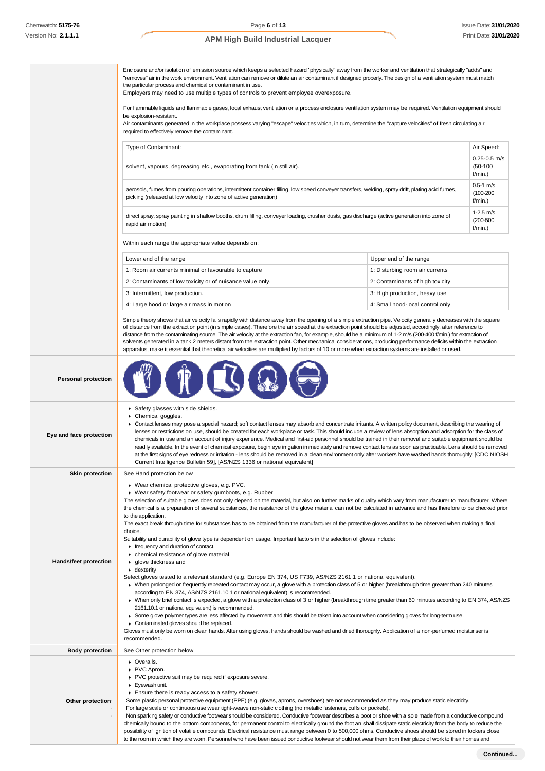Enclosure and/or isolation of emission source which keeps a selected hazard "physically" away from the worker and ventilation that strategically "adds" and "removes" air in the work environment. Ventilation can remove or dilute an air contaminant if designed properly. The design of a ventilation system must match the particular process and chemical or contaminant in use.
Employers may need to use multiple types of controls to prevent employee overexposure.

For flammable liquids and flammable gases, local exhaust ventilation or a process enclosure ventilation system may be required. Ventilation equipment should be explosion-resistant.
Air contaminants generated in the workplace possess varying "escape" velocities which, in turn, determine the "capture velocities" of fresh circulating air required to effectively remove the contaminant.

| Type of Contaminant: | Air Speed: |
|---|---|
| solvent, vapours, degreasing etc., evaporating from tank (in still air). | 0.25-0.5 m/s (50-100 f/min.) |
| aerosols, fumes from pouring operations, intermittent container filling, low speed conveyer transfers, welding, spray drift, plating acid fumes, pickling (released at low velocity into zone of active generation) | 0.5-1 m/s (100-200 f/min.) |
| direct spray, spray painting in shallow booths, drum filling, conveyer loading, crusher dusts, gas discharge (active generation into zone of rapid air motion) | 1-2.5 m/s (200-500 f/min.) |

Within each range the appropriate value depends on:

| Lower end of the range | Upper end of the range |
|---|---|
| 1: Room air currents minimal or favourable to capture | 1: Disturbing room air currents |
| 2: Contaminants of low toxicity or of nuisance value only. | 2: Contaminants of high toxicity |
| 3: Intermittent, low production. | 3: High production, heavy use |
| 4: Large hood or large air mass in motion | 4: Small hood-local control only |

Simple theory shows that air velocity falls rapidly with distance away from the opening of a simple extraction pipe. Velocity generally decreases with the square of distance from the extraction point (in simple cases). Therefore the air speed at the extraction point should be adjusted, accordingly, after reference to distance from the contaminating source. The air velocity at the extraction fan, for example, should be a minimum of 1-2 m/s (200-400 f/min.) for extraction of solvents generated in a tank 2 meters distant from the extraction point. Other mechanical considerations, producing performance deficits within the extraction apparatus, make it essential that theoretical air velocities are multiplied by factors of 10 or more when extraction systems are installed or used.

**Personal protection**

**Eye and face protection**

- Safety glasses with side shields.
- Chemical goggles.
- Contact lenses may pose a special hazard; soft contact lenses may absorb and concentrate irritants. A written policy document, describing the wearing of lenses or restrictions on use, should be created for each workplace or task. This should include a review of lens absorption and adsorption for the class of chemicals in use and an account of injury experience. Medical and first-aid personnel should be trained in their removal and suitable equipment should be readily available. In the event of chemical exposure, begin eye irrigation immediately and remove contact lens as soon as practicable. Lens should be removed at the first signs of eye redness or irritation - lens should be removed in a clean environment only after workers have washed hands thoroughly. [CDC NIOSH Current Intelligence Bulletin 59], [AS/NZS 1336 or national equivalent]

**Skin protection**

See Hand protection below

**Hands/feet protection**

- Wear chemical protective gloves, e.g. PVC.
- Wear safety footwear or safety gumboots, e.g. Rubber

The selection of suitable gloves does not only depend on the material, but also on further marks of quality which vary from manufacturer to manufacturer. Where the chemical is a preparation of several substances, the resistance of the glove material can not be calculated in advance and has therefore to be checked prior to the application.
The exact break through time for substances has to be obtained from the manufacturer of the protective gloves and.has to be observed when making a final choice.
Suitability and durability of glove type is dependent on usage. Important factors in the selection of gloves include:

- frequency and duration of contact,
- chemical resistance of glove material,
- glove thickness and
- dexterity

Select gloves tested to a relevant standard (e.g. Europe EN 374, US F739, AS/NZS 2161.1 or national equivalent).

- When prolonged or frequently repeated contact may occur, a glove with a protection class of 5 or higher (breakthrough time greater than 240 minutes according to EN 374, AS/NZS 2161.10.1 or national equivalent) is recommended.
- When only brief contact is expected, a glove with a protection class of 3 or higher (breakthrough time greater than 60 minutes according to EN 374, AS/NZS 2161.10.1 or national equivalent) is recommended.
- Some glove polymer types are less affected by movement and this should be taken into account when considering gloves for long-term use.
- Contaminated gloves should be replaced.

Gloves must only be worn on clean hands. After using gloves, hands should be washed and dried thoroughly. Application of a non-perfumed moisturiser is recommended.

**Body protection**

See Other protection below

**Other protection**

- Overalls.
- PVC Apron.
- PVC protective suit may be required if exposure severe.
- Eyewash unit.
- Ensure there is ready access to a safety shower.

Some plastic personal protective equipment (PPE) (e.g. gloves, aprons, overshoes) are not recommended as they may produce static electricity.
For large scale or continuous use wear tight-weave non-static clothing (no metallic fasteners, cuffs or pockets).
Non sparking safety or conductive footwear should be considered. Conductive footwear describes a boot or shoe with a sole made from a conductive compound chemically bound to the bottom components, for permanent control to electrically ground the foot an shall dissipate static electricity from the body to reduce the possibility of ignition of volatile compounds. Electrical resistance must range between 0 to 500,000 ohms. Conductive shoes should be stored in lockers close to the room in which they are worn. Personnel who have been issued conductive footwear should not wear them from their place of work to their homes and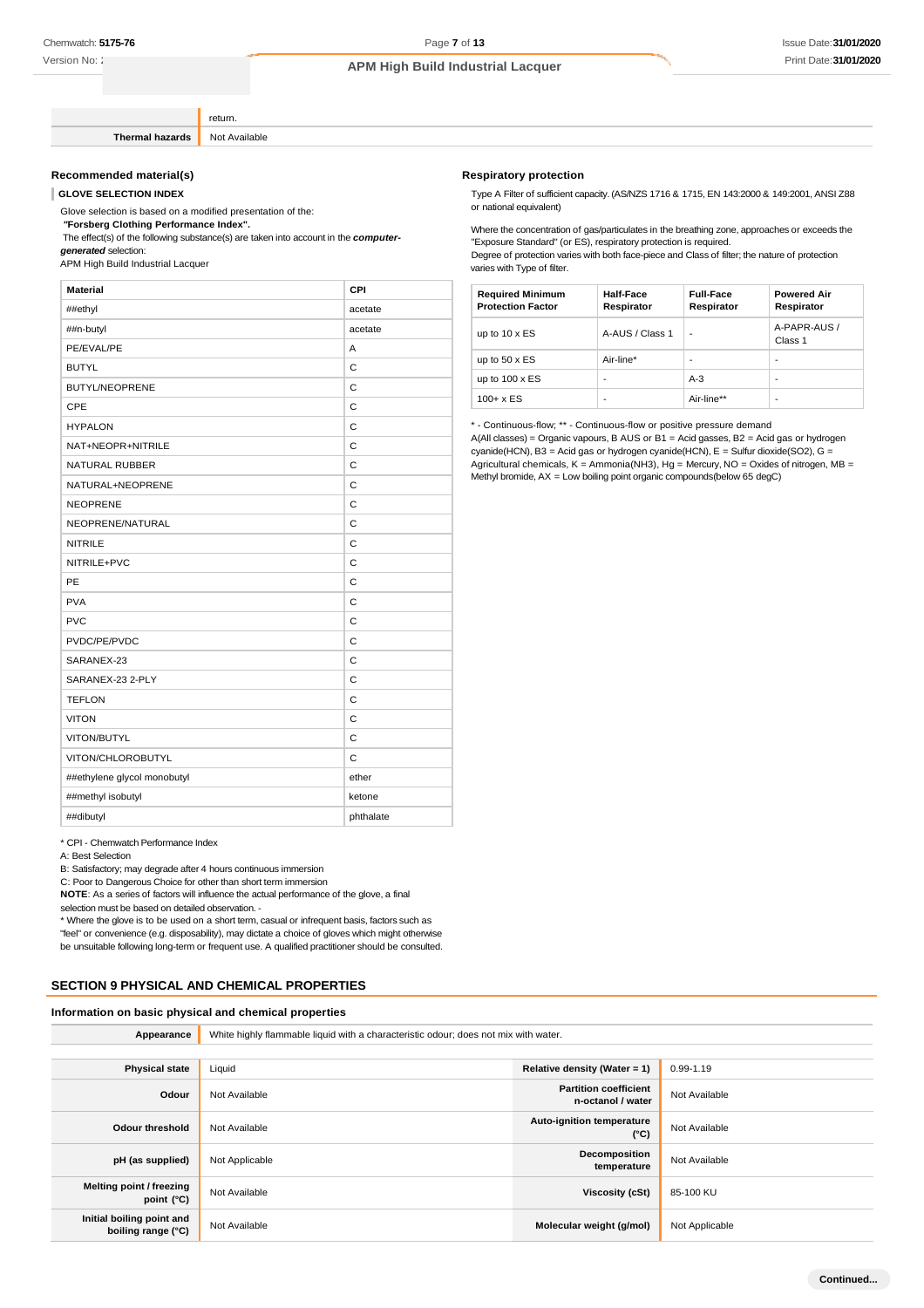| | |
|---|---|
| | return. |
| **Thermal hazards** | Not Available |

### Recommended material(s)

**GLOVE SELECTION INDEX**

Glove selection is based on a modified presentation of the:

***"Forsberg Clothing Performance Index".***

The effect(s) of the following substance(s) are taken into account in the ***computer-generated*** selection:

APM High Build Industrial Lacquer

| Material | CPI |
|---|---|
| ##ethyl | acetate |
| ##n-butyl | acetate |
| PE/EVAL/PE | A |
| BUTYL | C |
| BUTYL/NEOPRENE | C |
| CPE | C |
| HYPALON | C |
| NAT+NEOPR+NITRILE | C |
| NATURAL RUBBER | C |
| NATURAL+NEOPRENE | C |
| NEOPRENE | C |
| NEOPRENE/NATURAL | C |
| NITRILE | C |
| NITRILE+PVC | C |
| PE | C |
| PVA | C |
| PVC | C |
| PVDC/PE/PVDC | C |
| SARANEX-23 | C |
| SARANEX-23 2-PLY | C |
| TEFLON | C |
| VITON | C |
| VITON/BUTYL | C |
| VITON/CHLOROBUTYL | C |
| ##ethylene glycol monobutyl | ether |
| ##methyl isobutyl | ketone |
| ##dibutyl | phthalate |

* CPI - Chemwatch Performance Index

A: Best Selection

B: Satisfactory; may degrade after 4 hours continuous immersion

C: Poor to Dangerous Choice for other than short term immersion

**NOTE**: As a series of factors will influence the actual performance of the glove, a final selection must be based on detailed observation. -

* Where the glove is to be used on a short term, casual or infrequent basis, factors such as "feel" or convenience (e.g. disposability), may dictate a choice of gloves which might otherwise be unsuitable following long-term or frequent use. A qualified practitioner should be consulted.

### Respiratory protection

Type A Filter of sufficient capacity. (AS/NZS 1716 & 1715, EN 143:2000 & 149:2001, ANSI Z88 or national equivalent)

Where the concentration of gas/particulates in the breathing zone, approaches or exceeds the "Exposure Standard" (or ES), respiratory protection is required.

Degree of protection varies with both face-piece and Class of filter; the nature of protection varies with Type of filter.

| Required Minimum Protection Factor | Half-Face Respirator | Full-Face Respirator | Powered Air Respirator |
|---|---|---|---|
| up to 10 x ES | A-AUS / Class 1 | - | A-PAPR-AUS / Class 1 |
| up to 50 x ES | Air-line* | - | - |
| up to 100 x ES | - | A-3 | - |
| 100+ x ES | - | Air-line** | - |

* - Continuous-flow; ** - Continuous-flow or positive pressure demand

A(All classes) = Organic vapours, B AUS or B1 = Acid gasses, B2 = Acid gas or hydrogen cyanide(HCN), B3 = Acid gas or hydrogen cyanide(HCN), E = Sulfur dioxide(SO2), G = Agricultural chemicals, K = Ammonia(NH3), Hg = Mercury, NO = Oxides of nitrogen, MB = Methyl bromide, AX = Low boiling point organic compounds(below 65 degC)

## SECTION 9 PHYSICAL AND CHEMICAL PROPERTIES

### Information on basic physical and chemical properties

| | | | |
|---|---|---|---|
| **Appearance** | White highly flammable liquid with a characteristic odour; does not mix with water. | | |
| **Physical state** | Liquid | **Relative density (Water = 1)** | 0.99-1.19 |
| **Odour** | Not Available | **Partition coefficient n-octanol / water** | Not Available |
| **Odour threshold** | Not Available | **Auto-ignition temperature (°C)** | Not Available |
| **pH (as supplied)** | Not Applicable | **Decomposition temperature** | Not Available |
| **Melting point / freezing point (°C)** | Not Available | **Viscosity (cSt)** | 85-100 KU |
| **Initial boiling point and boiling range (°C)** | Not Available | **Molecular weight (g/mol)** | Not Applicable |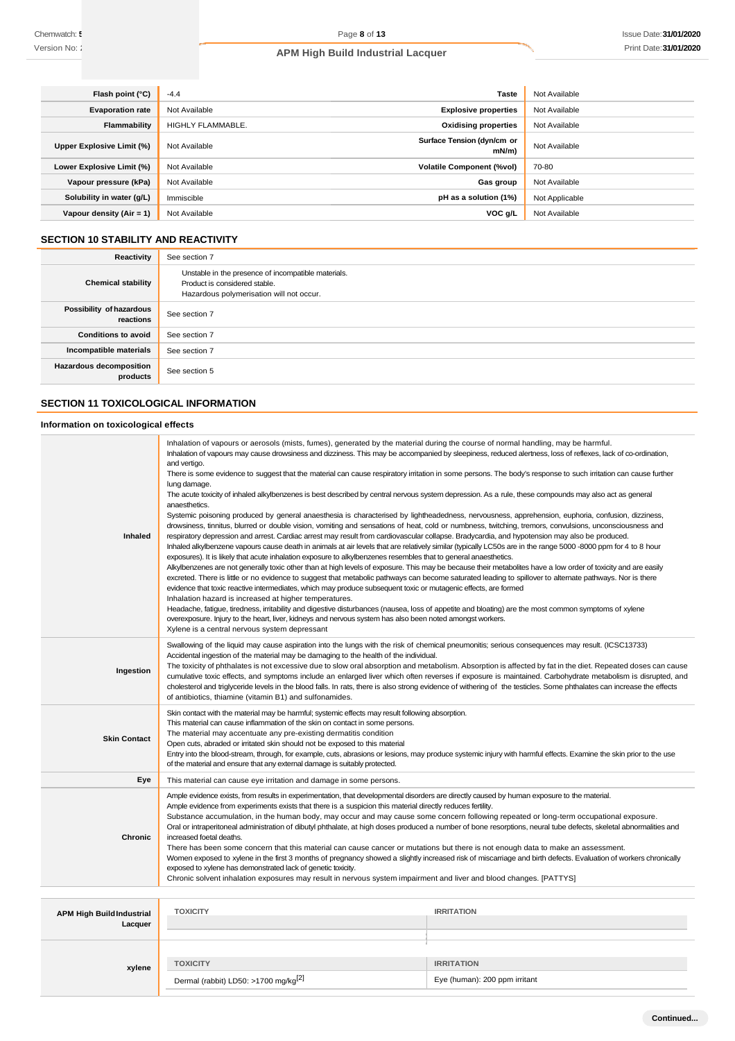| | | | |
|---|---|---|---|
| **Flash point (°C)** | -4.4 | **Taste** | Not Available |
| **Evaporation rate** | Not Available | **Explosive properties** | Not Available |
| **Flammability** | HIGHLY FLAMMABLE. | **Oxidising properties** | Not Available |
| **Upper Explosive Limit (%)** | Not Available | **Surface Tension (dyn/cm or mN/m)** | Not Available |
| **Lower Explosive Limit (%)** | Not Available | **Volatile Component (%vol)** | 70-80 |
| **Vapour pressure (kPa)** | Not Available | **Gas group** | Not Available |
| **Solubility in water (g/L)** | Immiscible | **pH as a solution (1%)** | Not Applicable |
| **Vapour density (Air = 1)** | Not Available | **VOC g/L** | Not Available |

## SECTION 10 STABILITY AND REACTIVITY

| | |
|---|---|
| **Reactivity** | See section 7 |
| **Chemical stability** | Unstable in the presence of incompatible materials.<br>Product is considered stable.<br>Hazardous polymerisation will not occur. |
| **Possibility of hazardous reactions** | See section 7 |
| **Conditions to avoid** | See section 7 |
| **Incompatible materials** | See section 7 |
| **Hazardous decomposition products** | See section 5 |

## SECTION 11 TOXICOLOGICAL INFORMATION

### Information on toxicological effects

| | |
|---|---|
| **Inhaled** | Inhalation of vapours or aerosols (mists, fumes), generated by the material during the course of normal handling, may be harmful.<br>Inhalation of vapours may cause drowsiness and dizziness. This may be accompanied by sleepiness, reduced alertness, loss of reflexes, lack of co-ordination, and vertigo.<br>There is some evidence to suggest that the material can cause respiratory irritation in some persons. The body's response to such irritation can cause further lung damage.<br>The acute toxicity of inhaled alkylbenzenes is best described by central nervous system depression. As a rule, these compounds may also act as general anaesthetics.<br>Systemic poisoning produced by general anaesthesia is characterised by lightheadedness, nervousness, apprehension, euphoria, confusion, dizziness, drowsiness, tinnitus, blurred or double vision, vomiting and sensations of heat, cold or numbness, twitching, tremors, convulsions, unconsciousness and respiratory depression and arrest. Cardiac arrest may result from cardiovascular collapse. Bradycardia, and hypotension may also be produced.<br>Inhaled alkylbenzene vapours cause death in animals at air levels that are relatively similar (typically LC50s are in the range 5000 -8000 ppm for 4 to 8 hour exposures). It is likely that acute inhalation exposure to alkylbenzenes resembles that to general anaesthetics.<br>Alkylbenzenes are not generally toxic other than at high levels of exposure. This may be because their metabolites have a low order of toxicity and are easily excreted. There is little or no evidence to suggest that metabolic pathways can become saturated leading to spillover to alternate pathways. Nor is there evidence that toxic reactive intermediates, which may produce subsequent toxic or mutagenic effects, are formed<br>Inhalation hazard is increased at higher temperatures.<br>Headache, fatigue, tiredness, irritability and digestive disturbances (nausea, loss of appetite and bloating) are the most common symptoms of xylene overexposure. Injury to the heart, liver, kidneys and nervous system has also been noted amongst workers.<br>Xylene is a central nervous system depressant |
| **Ingestion** | Swallowing of the liquid may cause aspiration into the lungs with the risk of chemical pneumonitis; serious consequences may result. (ICSC13733)<br>Accidental ingestion of the material may be damaging to the health of the individual.<br>The toxicity of phthalates is not excessive due to slow oral absorption and metabolism. Absorption is affected by fat in the diet. Repeated doses can cause cumulative toxic effects, and symptoms include an enlarged liver which often reverses if exposure is maintained. Carbohydrate metabolism is disrupted, and cholesterol and triglyceride levels in the blood falls. In rats, there is also strong evidence of withering of the testicles. Some phthalates can increase the effects of antibiotics, thiamine (vitamin B1) and sulfonamides. |
| **Skin Contact** | Skin contact with the material may be harmful; systemic effects may result following absorption.<br>This material can cause inflammation of the skin on contact in some persons.<br>The material may accentuate any pre-existing dermatitis condition<br>Open cuts, abraded or irritated skin should not be exposed to this material<br>Entry into the blood-stream, through, for example, cuts, abrasions or lesions, may produce systemic injury with harmful effects. Examine the skin prior to the use of the material and ensure that any external damage is suitably protected. |
| **Eye** | This material can cause eye irritation and damage in some persons. |
| **Chronic** | Ample evidence exists, from results in experimentation, that developmental disorders are directly caused by human exposure to the material.<br>Ample evidence from experiments exists that there is a suspicion this material directly reduces fertility.<br>Substance accumulation, in the human body, may occur and may cause some concern following repeated or long-term occupational exposure.<br>Oral or intraperitoneal administration of dibutyl phthalate, at high doses produced a number of bone resorptions, neural tube defects, skeletal abnormalities and increased foetal deaths.<br>There has been some concern that this material can cause cancer or mutations but there is not enough data to make an assessment.<br>Women exposed to xylene in the first 3 months of pregnancy showed a slightly increased risk of miscarriage and birth defects. Evaluation of workers chronically exposed to xylene has demonstrated lack of genetic toxicity.<br>Chronic solvent inhalation exposures may result in nervous system impairment and liver and blood changes. [PATTYS] |

| | | |
|---|---|---|
| **APM High Build Industrial Lacquer** | **TOXICITY** | **IRRITATION** |
| | | |
| **xylene** | **TOXICITY** | **IRRITATION** |
| | Dermal (rabbit) LD50: >1700 mg/kg[2] | Eye (human): 200 ppm irritant |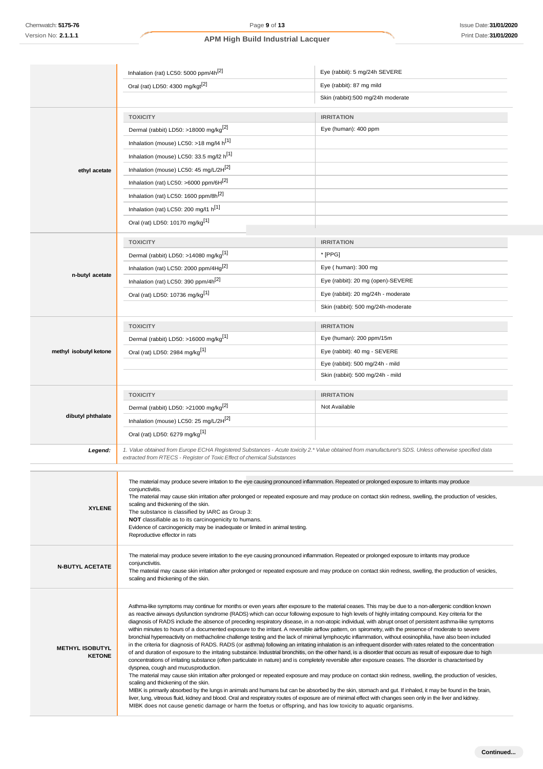| | | |
|---|---|---|
| | Inhalation (rat) LC50: 5000 ppm/4h[2] | Eye (rabbit): 5 mg/24h SEVERE |
| | Oral (rat) LD50: 4300 mg/kgt[2] | Eye (rabbit): 87 mg mild |
| | | Skin (rabbit):500 mg/24h moderate |
| **ethyl acetate** | **TOXICITY** | **IRRITATION** |
| | Dermal (rabbit) LD50: >18000 mg/kg[2] | Eye (human): 400 ppm |
| | Inhalation (mouse) LC50: >18 mg/l4 h[1] | |
| | Inhalation (mouse) LC50: 33.5 mg/l2 h[1] | |
| | Inhalation (mouse) LC50: 45 mg/L/2H[2] | |
| | Inhalation (rat) LC50: >6000 ppm/6H[2] | |
| | Inhalation (rat) LC50: 1600 ppm/8h[2] | |
| | Inhalation (rat) LC50: 200 mg/l1 h[1] | |
| | Oral (rat) LD50: 10170 mg/kg[1] | |
| **n-butyl acetate** | **TOXICITY** | **IRRITATION** |
| | Dermal (rabbit) LD50: >14080 mg/kg[1] | * [PPG] |
| | Inhalation (rat) LC50: 2000 ppm/4H[2] | Eye ( human): 300 mg |
| | Inhalation (rat) LC50: 390 ppm/4h[2] | Eye (rabbit): 20 mg (open)-SEVERE |
| | Oral (rat) LD50: 10736 mg/kg[1] | Eye (rabbit): 20 mg/24h - moderate |
| | | Skin (rabbit): 500 mg/24h-moderate |
| **methyl isobutyl ketone** | **TOXICITY** | **IRRITATION** |
| | Dermal (rabbit) LD50: >16000 mg/kg[1] | Eye (human): 200 ppm/15m |
| | Oral (rat) LD50: 2984 mg/kg[1] | Eye (rabbit): 40 mg - SEVERE |
| | | Eye (rabbit): 500 mg/24h - mild |
| | | Skin (rabbit): 500 mg/24h - mild |
| **dibutyl phthalate** | **TOXICITY** | **IRRITATION** |
| | Dermal (rabbit) LD50: >21000 mg/kg[2] | Not Available |
| | Inhalation (mouse) LC50: 25 mg/L/2H[2] | |
| | Oral (rat) LD50: 6279 mg/kg[1] | |
| ***Legend:*** | *1. Value obtained from Europe ECHA Registered Substances - Acute toxicity 2.* Value obtained from manufacturer's SDS. Unless otherwise specified data extracted from RTECS - Register of Toxic Effect of chemical Substances* | |

| | |
|---|---|
| **XYLENE** | The material may produce severe irritation to the eye causing pronounced inflammation. Repeated or prolonged exposure to irritants may produce conjunctivitis.<br>The material may cause skin irritation after prolonged or repeated exposure and may produce on contact skin redness, swelling, the production of vesicles, scaling and thickening of the skin.<br>The substance is classified by IARC as Group 3:<br>**NOT** classifiable as to its carcinogenicity to humans.<br>Evidence of carcinogenicity may be inadequate or limited in animal testing.<br>Reproductive effector in rats |
| **N-BUTYL ACETATE** | The material may produce severe irritation to the eye causing pronounced inflammation. Repeated or prolonged exposure to irritants may produce conjunctivitis.<br>The material may cause skin irritation after prolonged or repeated exposure and may produce on contact skin redness, swelling, the production of vesicles, scaling and thickening of the skin. |
| **METHYL ISOBUTYL KETONE** | Asthma-like symptoms may continue for months or even years after exposure to the material ceases. This may be due to a non-allergenic condition known as reactive airways dysfunction syndrome (RADS) which can occur following exposure to high levels of highly irritating compound. Key criteria for the diagnosis of RADS include the absence of preceding respiratory disease, in a non-atopic individual, with abrupt onset of persistent asthma-like symptoms within minutes to hours of a documented exposure to the irritant. A reversible airflow pattern, on spirometry, with the presence of moderate to severe bronchial hyperreactivity on methacholine challenge testing and the lack of minimal lymphocytic inflammation, without eosinophilia, have also been included in the criteria for diagnosis of RADS. RADS (or asthma) following an irritating inhalation is an infrequent disorder with rates related to the concentration of and duration of exposure to the irritating substance. Industrial bronchitis, on the other hand, is a disorder that occurs as result of exposure due to high concentrations of irritating substance (often particulate in nature) and is completely reversible after exposure ceases. The disorder is characterised by dyspnea, cough and mucus production.<br>The material may cause skin irritation after prolonged or repeated exposure and may produce on contact skin redness, swelling, the production of vesicles, scaling and thickening of the skin.<br>MIBK is primarily absorbed by the lungs in animals and humans but can be absorbed by the skin, stomach and gut. If inhaled, it may be found in the brain, liver, lung, vitreous fluid, kidney and blood. Oral and respiratory routes of exposure are of minimal effect with changes seen only in the liver and kidney.<br>MIBK does not cause genetic damage or harm the foetus or offspring, and has low toxicity to aquatic organisms. |

Continued...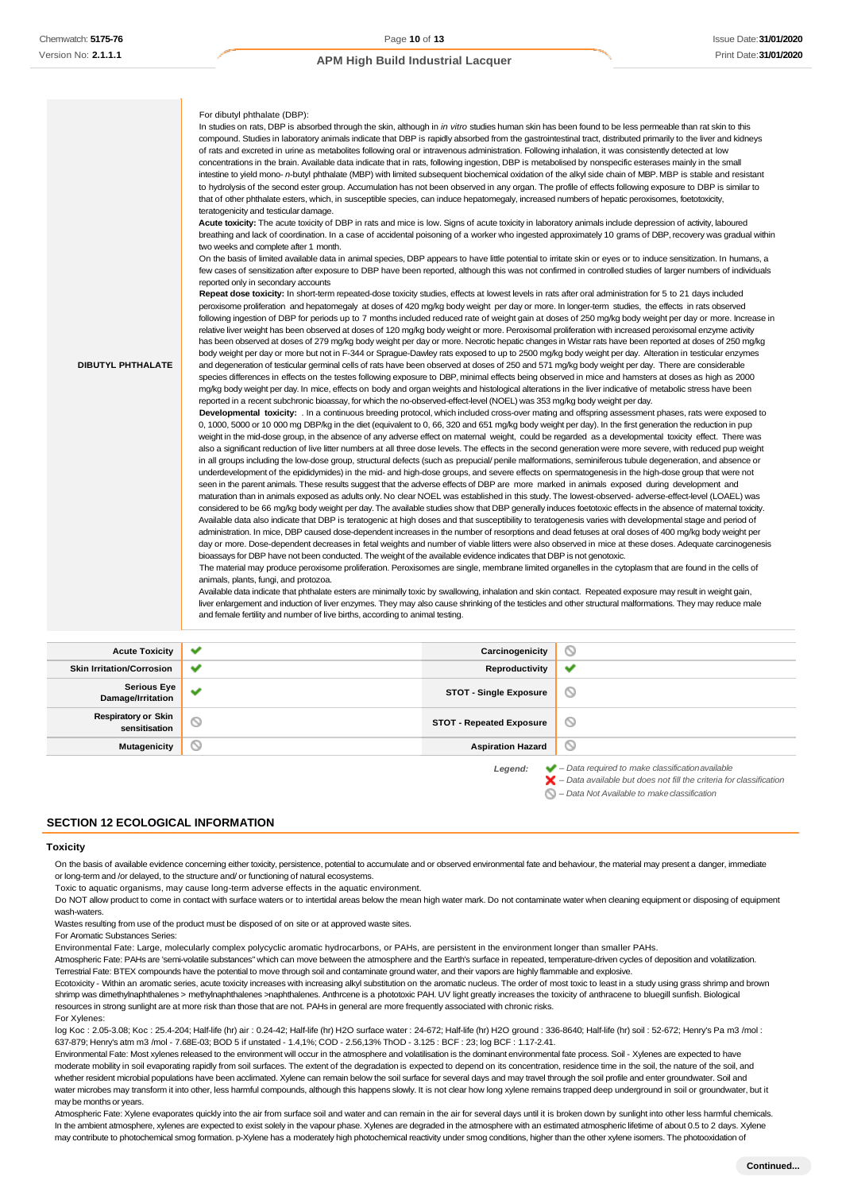| | |
|---|---|
| **DIBUTYL PHTHALATE** | For dibutyl phthalate (DBP):<br>In studies on rats, DBP is absorbed through the skin, although in *in vitro* studies human skin has been found to be less permeable than rat skin to this compound. Studies in laboratory animals indicate that DBP is rapidly absorbed from the gastrointestinal tract, distributed primarily to the liver and kidneys of rats and excreted in urine as metabolites following oral or intravenous administration. Following inhalation, it was consistently detected at low concentrations in the brain. Available data indicate that in rats, following ingestion, DBP is metabolised by nonspecific esterases mainly in the small intestine to yield mono- *n*-butyl phthalate (MBP) with limited subsequent biochemical oxidation of the alkyl side chain of MBP. MBP is stable and resistant to hydrolysis of the second ester group. Accumulation has not been observed in any organ. The profile of effects following exposure to DBP is similar to that of other phthalate esters, which, in susceptible species, can induce hepatomegaly, increased numbers of hepatic peroxisomes, foetotoxicity, teratogenicity and testicular damage.<br>**Acute toxicity:** The acute toxicity of DBP in rats and mice is low. Signs of acute toxicity in laboratory animals include depression of activity, laboured breathing and lack of coordination. In a case of accidental poisoning of a worker who ingested approximately 10 grams of DBP, recovery was gradual within two weeks and complete after 1 month.<br>On the basis of limited available data in animal species, DBP appears to have little potential to irritate skin or eyes or to induce sensitization. In humans, a few cases of sensitization after exposure to DBP have been reported, although this was not confirmed in controlled studies of larger numbers of individuals reported only in secondary accounts<br>**Repeat dose toxicity:** In short-term repeated-dose toxicity studies, effects at lowest levels in rats after oral administration for 5 to 21 days included peroxisome proliferation and hepatomegaly at doses of 420 mg/kg body weight per day or more. In longer-term studies, the effects in rats observed following ingestion of DBP for periods up to 7 months included reduced rate of weight gain at doses of 250 mg/kg body weight per day or more. Increase in relative liver weight has been observed at doses of 120 mg/kg body weight or more. Peroxisomal proliferation with increased peroxisomal enzyme activity has been observed at doses of 279 mg/kg body weight per day or more. Necrotic hepatic changes in Wistar rats have been reported at doses of 250 mg/kg body weight per day or more but not in F-344 or Sprague-Dawley rats exposed to up to 2500 mg/kg body weight per day. Alteration in testicular enzymes and degeneration of testicular germinal cells of rats have been observed at doses of 250 and 571 mg/kg body weight per day. There are considerable species differences in effects on the testes following exposure to DBP, minimal effects being observed in mice and hamsters at doses as high as 2000 mg/kg body weight per day. In mice, effects on body and organ weights and histological alterations in the liver indicative of metabolic stress have been reported in a recent subchronic bioassay, for which the no-observed-effect-level (NOEL) was 353 mg/kg body weight per day.<br>**Developmental toxicity:** . In a continuous breeding protocol, which included cross-over mating and offspring assessment phases, rats were exposed to 0, 1000, 5000 or 10 000 mg DBP/kg in the diet (equivalent to 0, 66, 320 and 651 mg/kg body weight per day). In the first generation the reduction in pup weight in the mid-dose group, in the absence of any adverse effect on maternal weight, could be regarded as a developmental toxicity effect. There was also a significant reduction of live litter numbers at all three dose levels. The effects in the second generation were more severe, with reduced pup weight in all groups including the low-dose group, structural defects (such as prepucial/ penile malformations, seminiferous tubule degeneration, and absence or underdevelopment of the epididymides) in the mid- and high-dose groups, and severe effects on spermatogenesis in the high-dose group that were not seen in the parent animals. These results suggest that the adverse effects of DBP are more marked in animals exposed during development and maturation than in animals exposed as adults only. No clear NOEL was established in this study. The lowest-observed- adverse-effect-level (LOAEL) was considered to be 66 mg/kg body weight per day. The available studies show that DBP generally induces foetotoxic effects in the absence of maternal toxicity. Available data also indicate that DBP is teratogenic at high doses and that susceptibility to teratogenesis varies with developmental stage and period of administration. In mice, DBP caused dose-dependent increases in the number of resorptions and dead fetuses at oral doses of 400 mg/kg body weight per day or more. Dose-dependent decreases in fetal weights and number of viable litters were also observed in mice at these doses. Adequate carcinogenesis bioassays for DBP have not been conducted. The weight of the available evidence indicates that DBP is not genotoxic.<br>The material may produce peroxisome proliferation. Peroxisomes are single, membrane limited organelles in the cytoplasm that are found in the cells of animals, plants, fungi, and protozoa.<br>Available data indicate that phthalate esters are minimally toxic by swallowing, inhalation and skin contact. Repeated exposure may result in weight gain, liver enlargement and induction of liver enzymes. They may also cause shrinking of the testicles and other structural malformations. They may reduce male and female fertility and number of live births, according to animal testing. |

| | | | |
|---|---|---|---|
| **Acute Toxicity** | ✔ | **Carcinogenicity** | ⊘ |
| **Skin Irritation/Corrosion** | ✔ | **Reproductivity** | ✔ |
| **Serious Eye Damage/Irritation** | ✔ | **STOT - Single Exposure** | ⊘ |
| **Respiratory or Skin sensitisation** | ⊘ | **STOT - Repeated Exposure** | ⊘ |
| **Mutagenicity** | ⊘ | **Aspiration Hazard** | ⊘ |

*Legend:* ✔ *– Data required to make classification available*
✘ *– Data available but does not fill the criteria for classification*
⊘ *– Data Not Available to make classification*

## SECTION 12 ECOLOGICAL INFORMATION

### Toxicity

On the basis of available evidence concerning either toxicity, persistence, potential to accumulate and or observed environmental fate and behaviour, the material may present a danger, immediate or long-term and /or delayed, to the structure and/ or functioning of natural ecosystems.
Toxic to aquatic organisms, may cause long-term adverse effects in the aquatic environment.
Do NOT allow product to come in contact with surface waters or to intertidal areas below the mean high water mark. Do not contaminate water when cleaning equipment or disposing of equipment wash-waters.
Wastes resulting from use of the product must be disposed of on site or at approved waste sites.
For Aromatic Substances Series:
Environmental Fate: Large, molecularly complex polycyclic aromatic hydrocarbons, or PAHs, are persistent in the environment longer than smaller PAHs.
Atmospheric Fate: PAHs are 'semi-volatile substances" which can move between the atmosphere and the Earth's surface in repeated, temperature-driven cycles of deposition and volatilization.
Terrestrial Fate: BTEX compounds have the potential to move through soil and contaminate ground water, and their vapors are highly flammable and explosive.
Ecotoxicity - Within an aromatic series, acute toxicity increases with increasing alkyl substitution on the aromatic nucleus. The order of most toxic to least in a study using grass shrimp and brown shrimp was dimethylnaphthalenes > methylnaphthalenes >naphthalenes. Anthrcene is a phototoxic PAH. UV light greatly increases the toxicity of anthracene to bluegill sunfish. Biological resources in strong sunlight are at more risk than those that are not. PAHs in general are more frequently associated with chronic risks.
For Xylenes:
log Koc : 2.05-3.08; Koc : 25.4-204; Half-life (hr) air : 0.24-42; Half-life (hr) H2O surface water : 24-672; Half-life (hr) H2O ground : 336-8640; Half-life (hr) soil : 52-672; Henry's Pa m3 /mol : 637-879; Henry's atm m3 /mol - 7.68E-03; BOD 5 if unstated - 1.4,1%; COD - 2.56,13% ThOD - 3.125 : BCF : 23; log BCF : 1.17-2.41.
Environmental Fate: Most xylenes released to the environment will occur in the atmosphere and volatilisation is the dominant environmental fate process. Soil - Xylenes are expected to have moderate mobility in soil evaporating rapidly from soil surfaces. The extent of the degradation is expected to depend on its concentration, residence time in the soil, the nature of the soil, and whether resident microbial populations have been acclimated. Xylene can remain below the soil surface for several days and may travel through the soil profile and enter groundwater. Soil and water microbes may transform it into other, less harmful compounds, although this happens slowly. It is not clear how long xylene remains trapped deep underground in soil or groundwater, but it may be months or years.
Atmospheric Fate: Xylene evaporates quickly into the air from surface soil and water and can remain in the air for several days until it is broken down by sunlight into other less harmful chemicals. In the ambient atmosphere, xylenes are expected to exist solely in the vapour phase. Xylenes are degraded in the atmosphere with an estimated atmospheric lifetime of about 0.5 to 2 days. Xylene may contribute to photochemical smog formation. p-Xylene has a moderately high photochemical reactivity under smog conditions, higher than the other xylene isomers. The photooxidation of

Continued...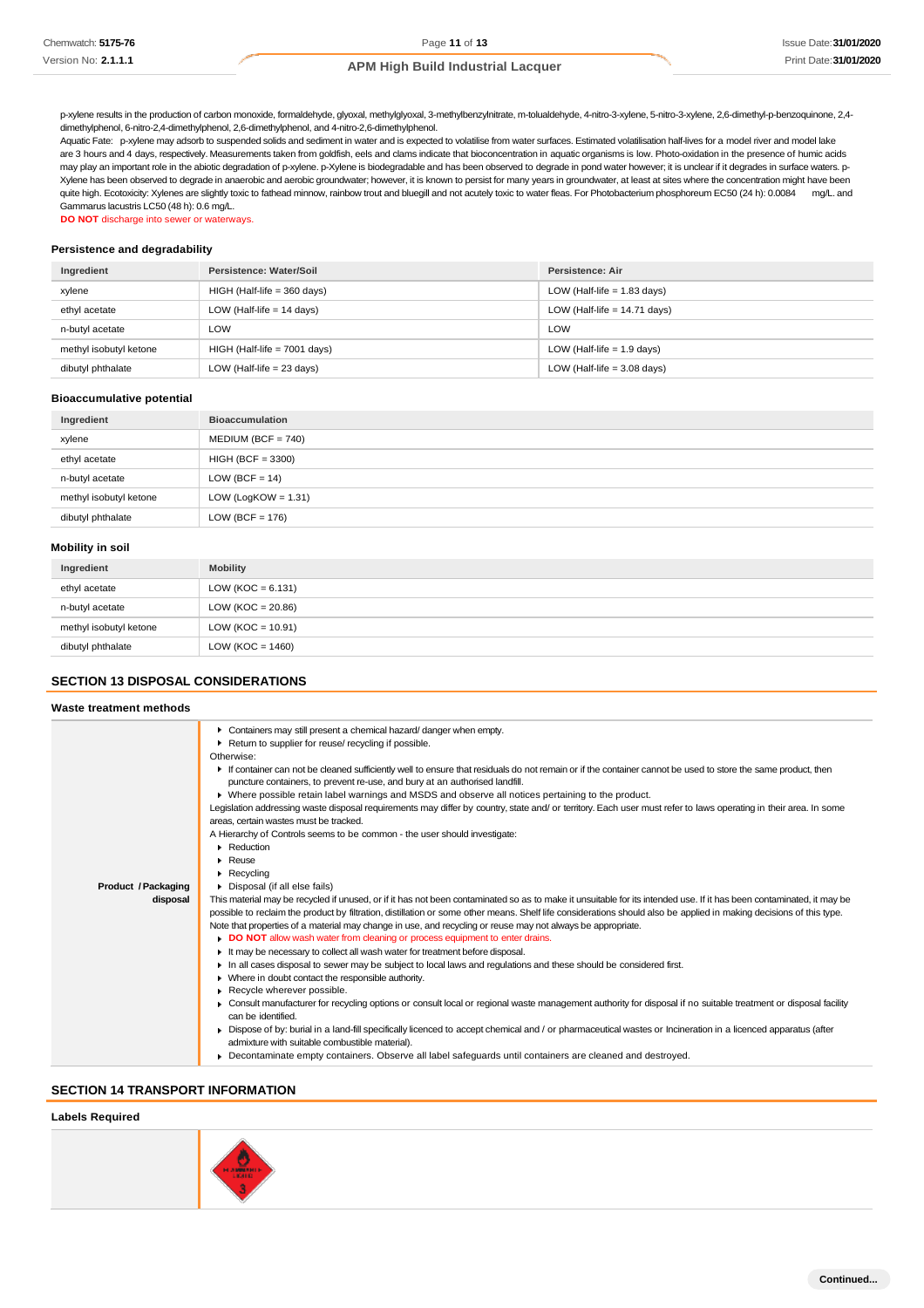p-xylene results in the production of carbon monoxide, formaldehyde, glyoxal, methylglyoxal, 3-methylbenzylnitrate, m-tolualdehyde, 4-nitro-3-xylene, 5-nitro-3-xylene, 2,6-dimethyl-p-benzoquinone, 2,4-dimethylphenol, 6-nitro-2,4-dimethylphenol, 2,6-dimethylphenol, and 4-nitro-2,6-dimethylphenol.
Aquatic Fate: p-xylene may adsorb to suspended solids and sediment in water and is expected to volatilise from water surfaces. Estimated volatilisation half-lives for a model river and model lake are 3 hours and 4 days, respectively. Measurements taken from goldfish, eels and clams indicate that bioconcentration in aquatic organisms is low. Photo-oxidation in the presence of humic acids may play an important role in the abiotic degradation of p-xylene. p-Xylene is biodegradable and has been observed to degrade in pond water however; it is unclear if it degrades in surface waters. p-Xylene has been observed to degrade in anaerobic and aerobic groundwater; however, it is known to persist for many years in groundwater, at least at sites where the concentration might have been quite high. Ecotoxicity: Xylenes are slightly toxic to fathead minnow, rainbow trout and bluegill and not acutely toxic to water fleas. For Photobacterium phosphoreum EC50 (24 h): 0.0084 mg/L. and Gammarus lacustris LC50 (48 h): 0.6 mg/L.
**DO NOT** discharge into sewer or waterways.

### Persistence and degradability

| Ingredient | Persistence: Water/Soil | Persistence: Air |
|---|---|---|
| xylene | HIGH (Half-life = 360 days) | LOW (Half-life = 1.83 days) |
| ethyl acetate | LOW (Half-life = 14 days) | LOW (Half-life = 14.71 days) |
| n-butyl acetate | LOW | LOW |
| methyl isobutyl ketone | HIGH (Half-life = 7001 days) | LOW (Half-life = 1.9 days) |
| dibutyl phthalate | LOW (Half-life = 23 days) | LOW (Half-life = 3.08 days) |

### Bioaccumulative potential

| Ingredient | Bioaccumulation |
|---|---|
| xylene | MEDIUM (BCF = 740) |
| ethyl acetate | HIGH (BCF = 3300) |
| n-butyl acetate | LOW (BCF = 14) |
| methyl isobutyl ketone | LOW (LogKOW = 1.31) |
| dibutyl phthalate | LOW (BCF = 176) |

### Mobility in soil

| Ingredient | Mobility |
|---|---|
| ethyl acetate | LOW (KOC = 6.131) |
| n-butyl acetate | LOW (KOC = 20.86) |
| methyl isobutyl ketone | LOW (KOC = 10.91) |
| dibutyl phthalate | LOW (KOC = 1460) |

## SECTION 13 DISPOSAL CONSIDERATIONS

### Waste treatment methods

**Product / Packaging disposal**

- Containers may still present a chemical hazard/ danger when empty.
- Return to supplier for reuse/ recycling if possible.

Otherwise:

- If container can not be cleaned sufficiently well to ensure that residuals do not remain or if the container cannot be used to store the same product, then puncture containers, to prevent re-use, and bury at an authorised landfill.
- Where possible retain label warnings and MSDS and observe all notices pertaining to the product.

Legislation addressing waste disposal requirements may differ by country, state and/ or territory. Each user must refer to laws operating in their area. In some areas, certain wastes must be tracked.
A Hierarchy of Controls seems to be common - the user should investigate:

- Reduction
- Reuse
- Recycling
- Disposal (if all else fails)

This material may be recycled if unused, or if it has not been contaminated so as to make it unsuitable for its intended use. If it has been contaminated, it may be possible to reclaim the product by filtration, distillation or some other means. Shelf life considerations should also be applied in making decisions of this type. Note that properties of a material may change in use, and recycling or reuse may not always be appropriate.

- **DO NOT** allow wash water from cleaning or process equipment to enter drains.
- It may be necessary to collect all wash water for treatment before disposal.
- In all cases disposal to sewer may be subject to local laws and regulations and these should be considered first.
- Where in doubt contact the responsible authority.
- Recycle wherever possible.
- Consult manufacturer for recycling options or consult local or regional waste management authority for disposal if no suitable treatment or disposal facility can be identified.
- Dispose of by: burial in a land-fill specifically licenced to accept chemical and / or pharmaceutical wastes or Incineration in a licenced apparatus (after admixture with suitable combustible material).
- Decontaminate empty containers. Observe all label safeguards until containers are cleaned and destroyed.

## SECTION 14 TRANSPORT INFORMATION

### Labels Required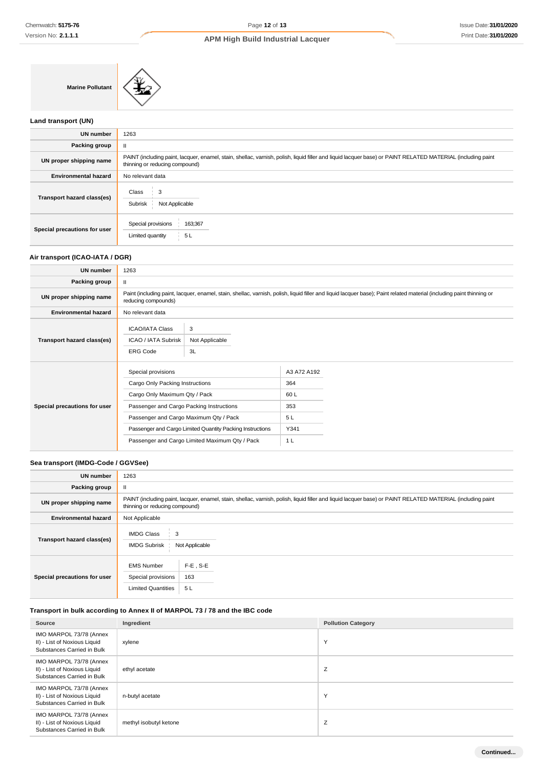| Marine Pollutant | |
|---|---|

### Land transport (UN)

| | |
|---|---|
| **UN number** | 1263 |
| **Packing group** | II |
| **UN proper shipping name** | PAINT (including paint, lacquer, enamel, stain, shellac, varnish, polish, liquid filler and liquid lacquer base) or PAINT RELATED MATERIAL (including paint thinning or reducing compound) |
| **Environmental hazard** | No relevant data |
| **Transport hazard class(es)** | Class: 3<br>Subrisk: Not Applicable |
| **Special precautions for user** | Special provisions: 163;367<br>Limited quantity: 5 L |

### Air transport (ICAO-IATA / DGR)

| | |
|---|---|
| **UN number** | 1263 |
| **Packing group** | II |
| **UN proper shipping name** | Paint (including paint, lacquer, enamel, stain, shellac, varnish, polish, liquid filler and liquid lacquer base); Paint related material (including paint thinning or reducing compounds) |
| **Environmental hazard** | No relevant data |
| **Transport hazard class(es)** | ICAO/IATA Class: 3<br>ICAO / IATA Subrisk: Not Applicable<br>ERG Code: 3L |
| **Special precautions for user** | Special provisions: A3 A72 A192<br>Cargo Only Packing Instructions: 364<br>Cargo Only Maximum Qty / Pack: 60 L<br>Passenger and Cargo Packing Instructions: 353<br>Passenger and Cargo Maximum Qty / Pack: 5 L<br>Passenger and Cargo Limited Quantity Packing Instructions: Y341<br>Passenger and Cargo Limited Maximum Qty / Pack: 1 L |

### Sea transport (IMDG-Code / GGVSee)

| | |
|---|---|
| **UN number** | 1263 |
| **Packing group** | II |
| **UN proper shipping name** | PAINT (including paint, lacquer, enamel, stain, shellac, varnish, polish, liquid filler and liquid lacquer base) or PAINT RELATED MATERIAL (including paint thinning or reducing compound) |
| **Environmental hazard** | Not Applicable |
| **Transport hazard class(es)** | IMDG Class: 3<br>IMDG Subrisk: Not Applicable |
| **Special precautions for user** | EMS Number: F-E , S-E<br>Special provisions: 163<br>Limited Quantities: 5 L |

### Transport in bulk according to Annex II of MARPOL 73 / 78 and the IBC code

| Source | Ingredient | Pollution Category |
|---|---|---|
| IMO MARPOL 73/78 (Annex II) - List of Noxious Liquid Substances Carried in Bulk | xylene | Y |
| IMO MARPOL 73/78 (Annex II) - List of Noxious Liquid Substances Carried in Bulk | ethyl acetate | Z |
| IMO MARPOL 73/78 (Annex II) - List of Noxious Liquid Substances Carried in Bulk | n-butyl acetate | Y |
| IMO MARPOL 73/78 (Annex II) - List of Noxious Liquid Substances Carried in Bulk | methyl isobutyl ketone | Z |

**Continued...**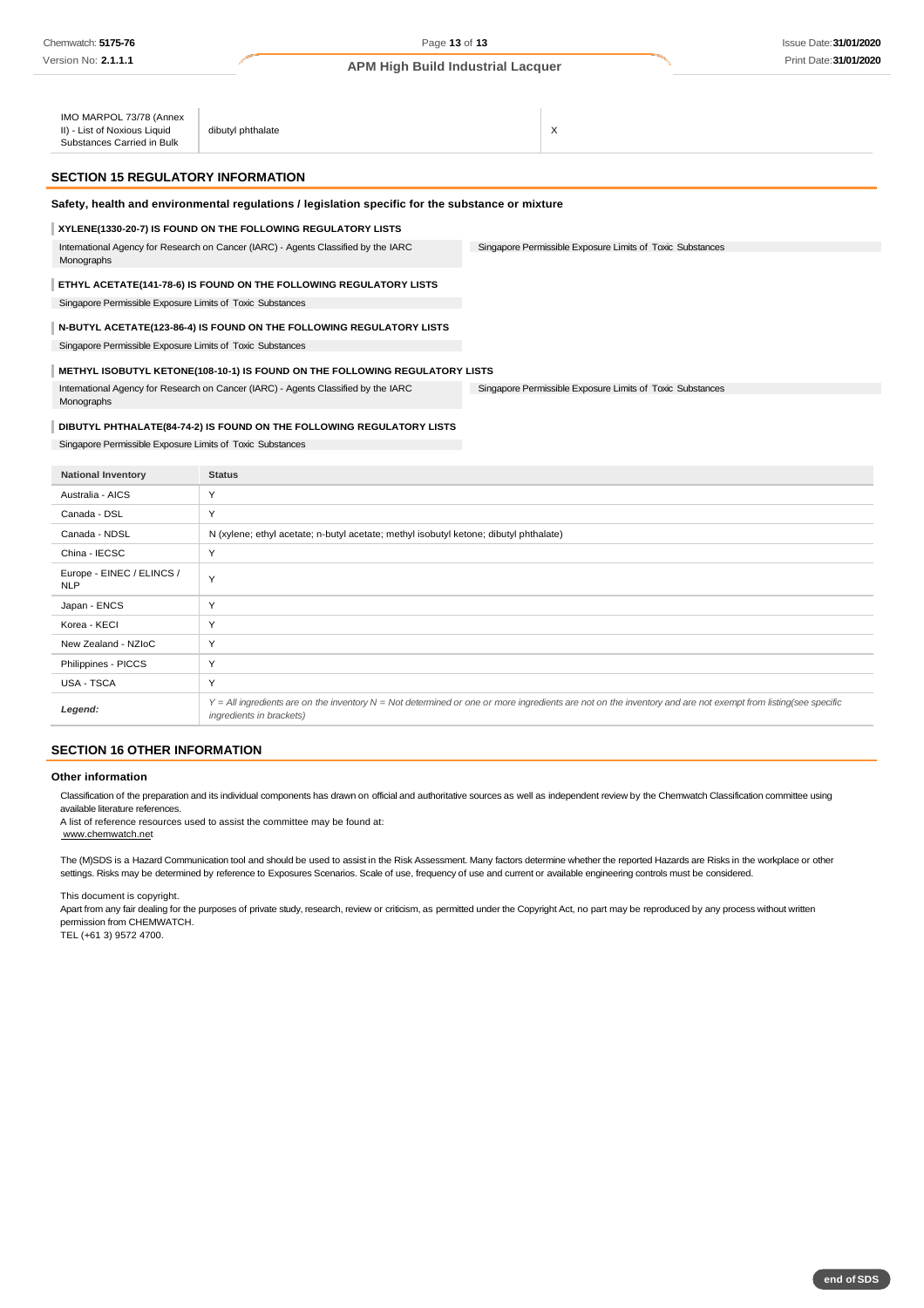| | | |
|---|---|---|
| IMO MARPOL 73/78 (Annex II) - List of Noxious Liquid Substances Carried in Bulk | dibutyl phthalate | X |

## SECTION 15 REGULATORY INFORMATION

### Safety, health and environmental regulations / legislation specific for the substance or mixture

**XYLENE(1330-20-7) IS FOUND ON THE FOLLOWING REGULATORY LISTS**

| | |
|---|---|
| International Agency for Research on Cancer (IARC) - Agents Classified by the IARC Monographs | Singapore Permissible Exposure Limits of Toxic Substances |

**ETHYL ACETATE(141-78-6) IS FOUND ON THE FOLLOWING REGULATORY LISTS**

Singapore Permissible Exposure Limits of Toxic Substances

**N-BUTYL ACETATE(123-86-4) IS FOUND ON THE FOLLOWING REGULATORY LISTS**

Singapore Permissible Exposure Limits of Toxic Substances

**METHYL ISOBUTYL KETONE(108-10-1) IS FOUND ON THE FOLLOWING REGULATORY LISTS**

| | |
|---|---|
| International Agency for Research on Cancer (IARC) - Agents Classified by the IARC Monographs | Singapore Permissible Exposure Limits of Toxic Substances |

**DIBUTYL PHTHALATE(84-74-2) IS FOUND ON THE FOLLOWING REGULATORY LISTS**

Singapore Permissible Exposure Limits of Toxic Substances

| National Inventory | Status |
|---|---|
| Australia - AICS | Y |
| Canada - DSL | Y |
| Canada - NDSL | N (xylene; ethyl acetate; n-butyl acetate; methyl isobutyl ketone; dibutyl phthalate) |
| China - IECSC | Y |
| Europe - EINEC / ELINCS / NLP | Y |
| Japan - ENCS | Y |
| Korea - KECI | Y |
| New Zealand - NZIoC | Y |
| Philippines - PICCS | Y |
| USA - TSCA | Y |
| ***Legend:*** | *Y = All ingredients are on the inventory N = Not determined or one or more ingredients are not on the inventory and are not exempt from listing(see specific ingredients in brackets)* |

## SECTION 16 OTHER INFORMATION

### Other information

Classification of the preparation and its individual components has drawn on official and authoritative sources as well as independent review by the Chemwatch Classification committee using available literature references.
A list of reference resources used to assist the committee may be found at:
www.chemwatch.net

The (M)SDS is a Hazard Communication tool and should be used to assist in the Risk Assessment. Many factors determine whether the reported Hazards are Risks in the workplace or other settings. Risks may be determined by reference to Exposures Scenarios. Scale of use, frequency of use and current or available engineering controls must be considered.

This document is copyright.
Apart from any fair dealing for the purposes of private study, research, review or criticism, as permitted under the Copyright Act, no part may be reproduced by any process without written permission from CHEMWATCH.
TEL (+61 3) 9572 4700.

**end of SDS**